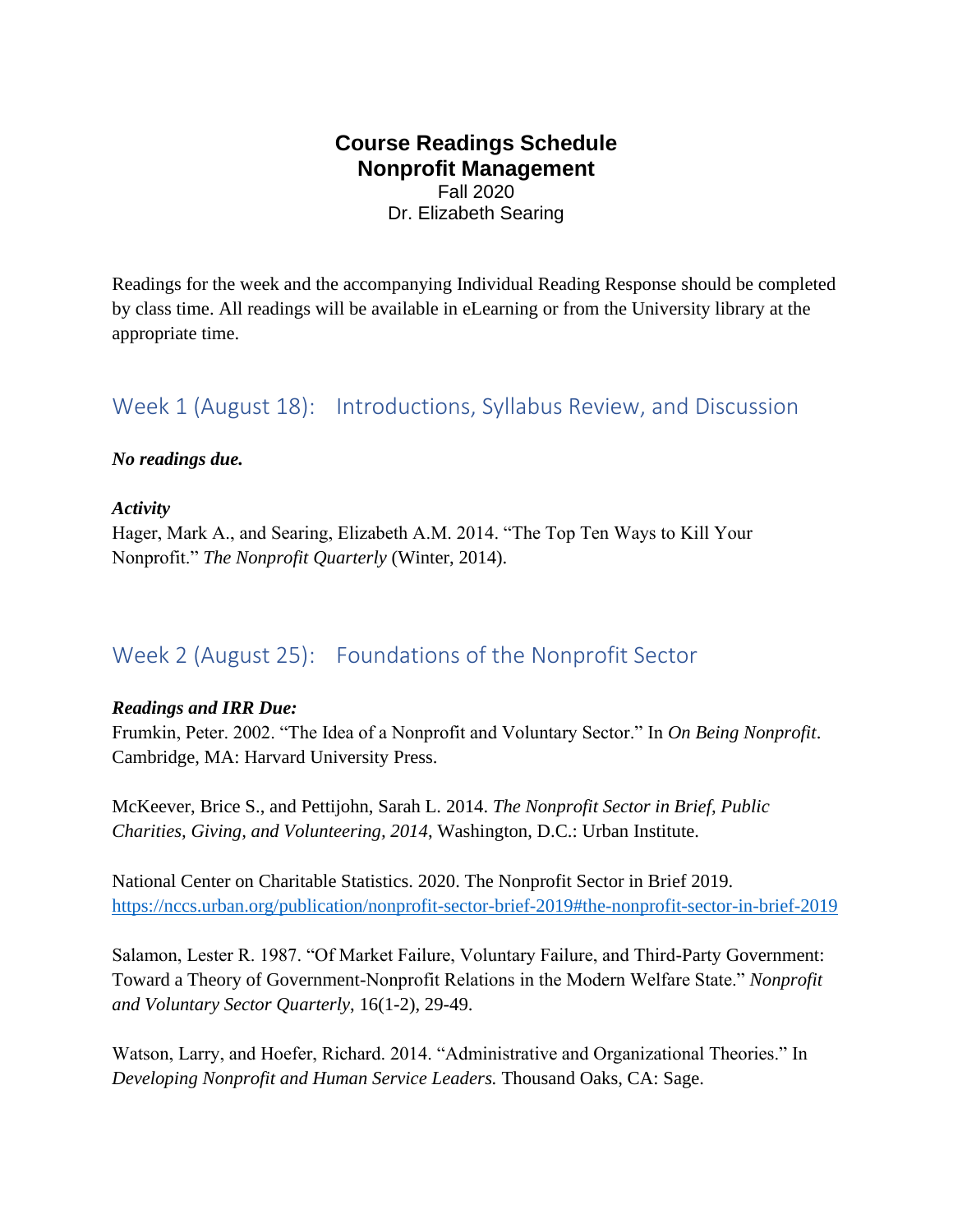# Course Readings Schedule
# Nonprofit Management

Fall 2020

Dr. Elizabeth Searing

Readings for the week and the accompanying Individual Reading Response should be completed by class time. All readings will be available in eLearning or from the University library at the appropriate time.

## Week 1 (August 18): Introductions, Syllabus Review, and Discussion

***No readings due.***

***Activity***

Hager, Mark A., and Searing, Elizabeth A.M. 2014. "The Top Ten Ways to Kill Your Nonprofit." *The Nonprofit Quarterly* (Winter, 2014).

## Week 2 (August 25): Foundations of the Nonprofit Sector

***Readings and IRR Due:***

Frumkin, Peter. 2002. "The Idea of a Nonprofit and Voluntary Sector." In *On Being Nonprofit*. Cambridge, MA: Harvard University Press.

McKeever, Brice S., and Pettijohn, Sarah L. 2014. *The Nonprofit Sector in Brief, Public Charities, Giving, and Volunteering, 2014*, Washington, D.C.: Urban Institute.

National Center on Charitable Statistics. 2020. The Nonprofit Sector in Brief 2019. https://nccs.urban.org/publication/nonprofit-sector-brief-2019#the-nonprofit-sector-in-brief-2019

Salamon, Lester R. 1987. "Of Market Failure, Voluntary Failure, and Third-Party Government: Toward a Theory of Government-Nonprofit Relations in the Modern Welfare State." *Nonprofit and Voluntary Sector Quarterly*, 16(1-2), 29-49.

Watson, Larry, and Hoefer, Richard. 2014. "Administrative and Organizational Theories." In *Developing Nonprofit and Human Service Leaders.* Thousand Oaks, CA: Sage.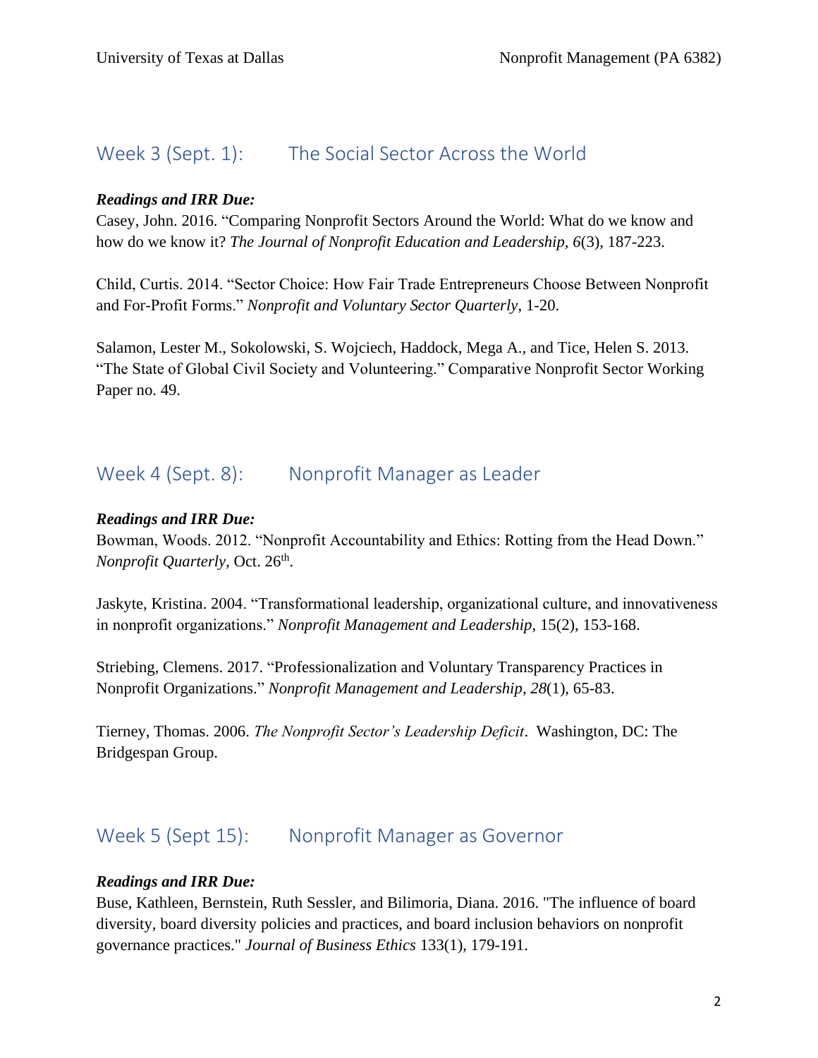## Week 3 (Sept. 1): The Social Sector Across the World

***Readings and IRR Due:***

Casey, John. 2016. "Comparing Nonprofit Sectors Around the World: What do we know and how do we know it? *The Journal of Nonprofit Education and Leadership, 6*(3), 187-223.

Child, Curtis. 2014. "Sector Choice: How Fair Trade Entrepreneurs Choose Between Nonprofit and For-Profit Forms." *Nonprofit and Voluntary Sector Quarterly*, 1-20.

Salamon, Lester M., Sokolowski, S. Wojciech, Haddock, Mega A., and Tice, Helen S. 2013. "The State of Global Civil Society and Volunteering." Comparative Nonprofit Sector Working Paper no. 49.

## Week 4 (Sept. 8): Nonprofit Manager as Leader

***Readings and IRR Due:***

Bowman, Woods. 2012. "Nonprofit Accountability and Ethics: Rotting from the Head Down." *Nonprofit Quarterly*, Oct. 26th.

Jaskyte, Kristina. 2004. "Transformational leadership, organizational culture, and innovativeness in nonprofit organizations." *Nonprofit Management and Leadership*, 15(2), 153-168.

Striebing, Clemens. 2017. "Professionalization and Voluntary Transparency Practices in Nonprofit Organizations." *Nonprofit Management and Leadership*, *28*(1), 65-83.

Tierney, Thomas. 2006. *The Nonprofit Sector's Leadership Deficit*. Washington, DC: The Bridgespan Group.

## Week 5 (Sept 15): Nonprofit Manager as Governor

***Readings and IRR Due:***

Buse, Kathleen, Bernstein, Ruth Sessler, and Bilimoria, Diana. 2016. "The influence of board diversity, board diversity policies and practices, and board inclusion behaviors on nonprofit governance practices." *Journal of Business Ethics* 133(1), 179-191.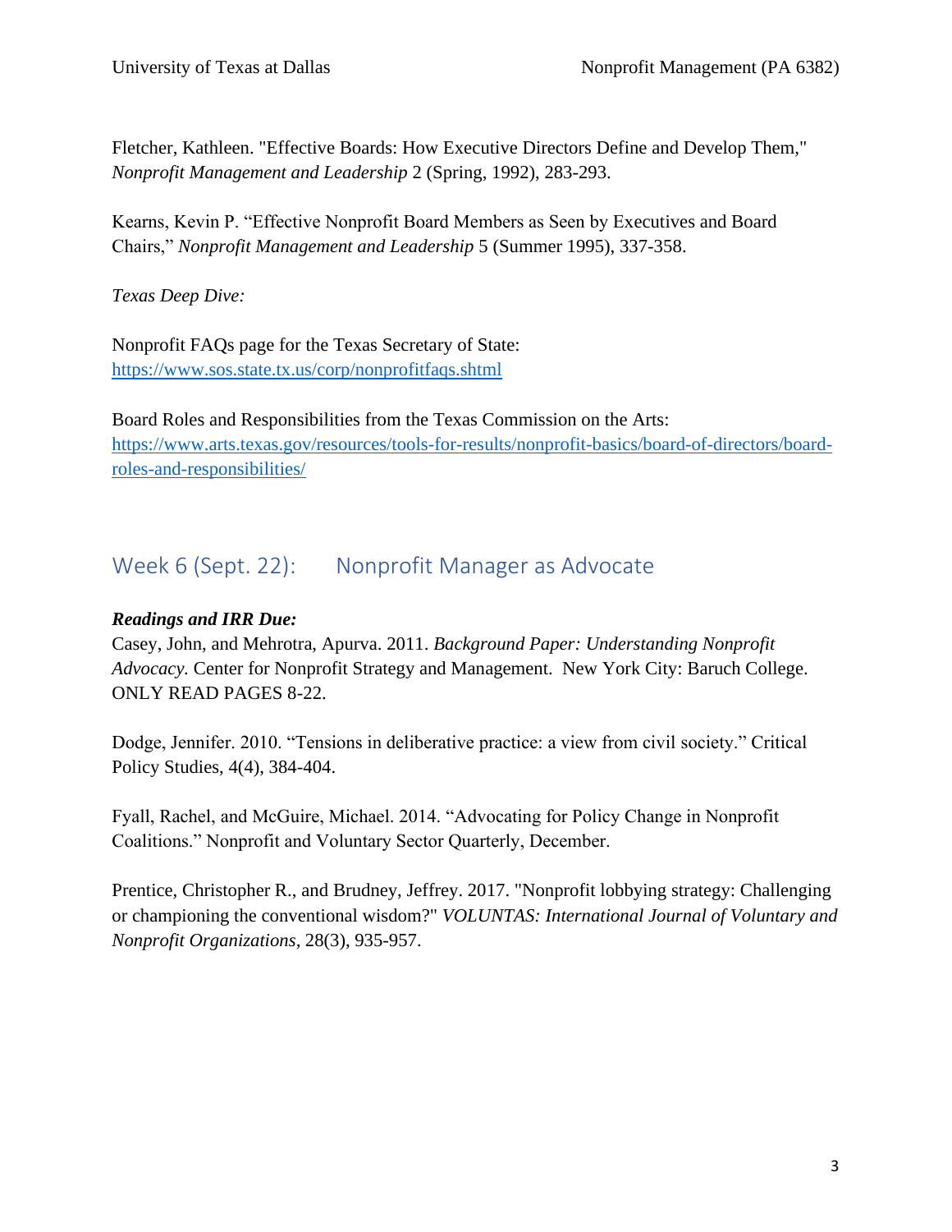Fletcher, Kathleen. "Effective Boards: How Executive Directors Define and Develop Them," *Nonprofit Management and Leadership* 2 (Spring, 1992), 283-293.

Kearns, Kevin P. "Effective Nonprofit Board Members as Seen by Executives and Board Chairs," *Nonprofit Management and Leadership* 5 (Summer 1995), 337-358.

*Texas Deep Dive:*

Nonprofit FAQs page for the Texas Secretary of State: https://www.sos.state.tx.us/corp/nonprofitfaqs.shtml

Board Roles and Responsibilities from the Texas Commission on the Arts: https://www.arts.texas.gov/resources/tools-for-results/nonprofit-basics/board-of-directors/board-roles-and-responsibilities/

## Week 6 (Sept. 22): Nonprofit Manager as Advocate

***Readings and IRR Due:***

Casey, John, and Mehrotra, Apurva. 2011. *Background Paper: Understanding Nonprofit Advocacy.* Center for Nonprofit Strategy and Management. New York City: Baruch College. ONLY READ PAGES 8-22.

Dodge, Jennifer. 2010. "Tensions in deliberative practice: a view from civil society." Critical Policy Studies, 4(4), 384-404.

Fyall, Rachel, and McGuire, Michael. 2014. "Advocating for Policy Change in Nonprofit Coalitions." Nonprofit and Voluntary Sector Quarterly, December.

Prentice, Christopher R., and Brudney, Jeffrey. 2017. "Nonprofit lobbying strategy: Challenging or championing the conventional wisdom?" *VOLUNTAS: International Journal of Voluntary and Nonprofit Organizations*, 28(3), 935-957.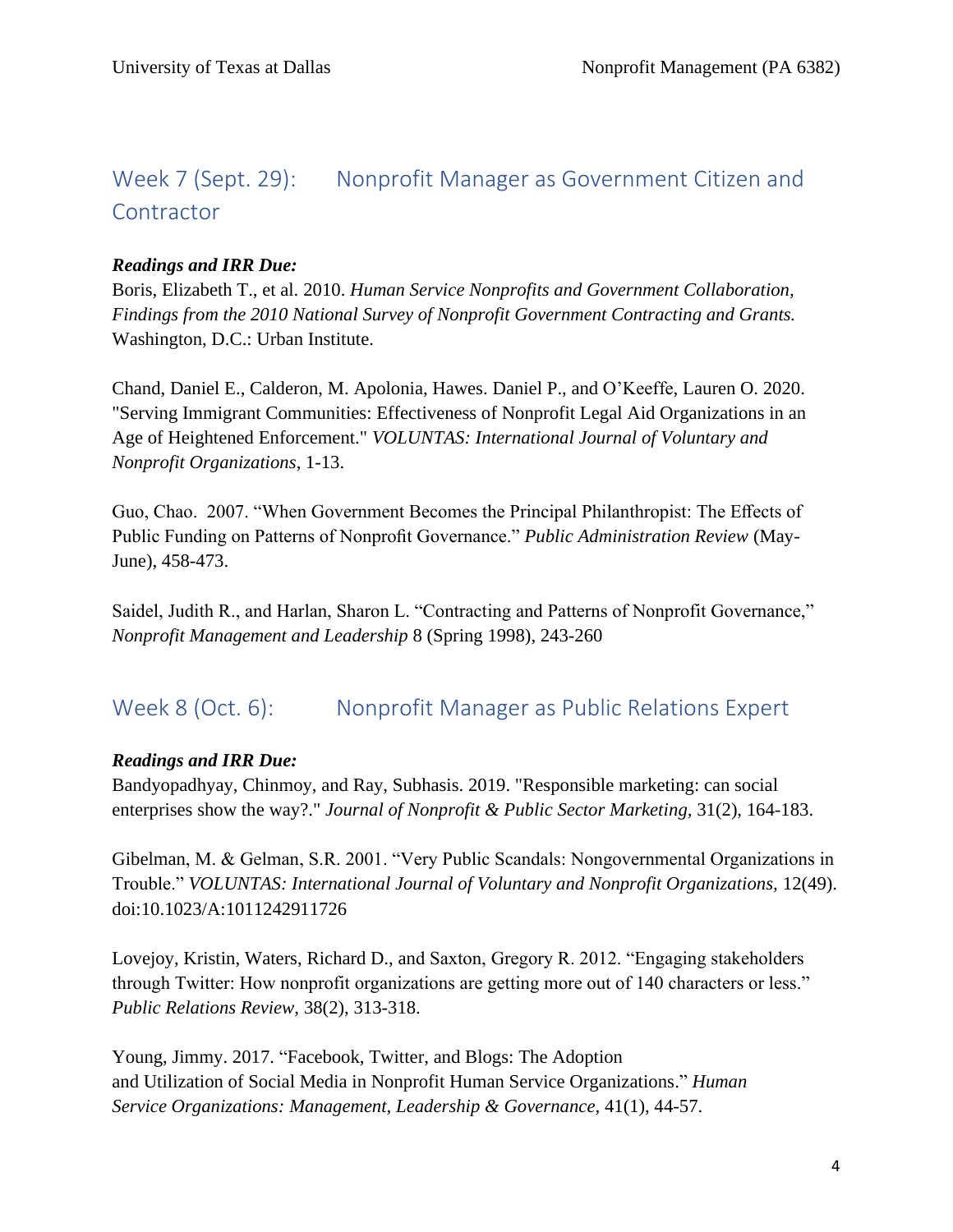## Week 7 (Sept. 29): Nonprofit Manager as Government Citizen and Contractor

***Readings and IRR Due:***

Boris, Elizabeth T., et al. 2010. *Human Service Nonprofits and Government Collaboration, Findings from the 2010 National Survey of Nonprofit Government Contracting and Grants.* Washington, D.C.: Urban Institute.

Chand, Daniel E., Calderon, M. Apolonia, Hawes. Daniel P., and O'Keeffe, Lauren O. 2020. "Serving Immigrant Communities: Effectiveness of Nonprofit Legal Aid Organizations in an Age of Heightened Enforcement." *VOLUNTAS: International Journal of Voluntary and Nonprofit Organizations*, 1-13.

Guo, Chao. 2007. "When Government Becomes the Principal Philanthropist: The Effects of Public Funding on Patterns of Nonprofit Governance." *Public Administration Review* (May-June), 458-473.

Saidel, Judith R., and Harlan, Sharon L. "Contracting and Patterns of Nonprofit Governance," *Nonprofit Management and Leadership* 8 (Spring 1998), 243-260

## Week 8 (Oct. 6): Nonprofit Manager as Public Relations Expert

***Readings and IRR Due:***

Bandyopadhyay, Chinmoy, and Ray, Subhasis. 2019. "Responsible marketing: can social enterprises show the way?." *Journal of Nonprofit & Public Sector Marketing*, 31(2), 164-183.

Gibelman, M. & Gelman, S.R. 2001. "Very Public Scandals: Nongovernmental Organizations in Trouble." *VOLUNTAS: International Journal of Voluntary and Nonprofit Organizations*, 12(49). doi:10.1023/A:1011242911726

Lovejoy, Kristin, Waters, Richard D., and Saxton, Gregory R. 2012. "Engaging stakeholders through Twitter: How nonprofit organizations are getting more out of 140 characters or less." *Public Relations Review*, 38(2), 313-318.

Young, Jimmy. 2017. "Facebook, Twitter, and Blogs: The Adoption and Utilization of Social Media in Nonprofit Human Service Organizations." *Human Service Organizations: Management, Leadership & Governance*, 41(1), 44-57.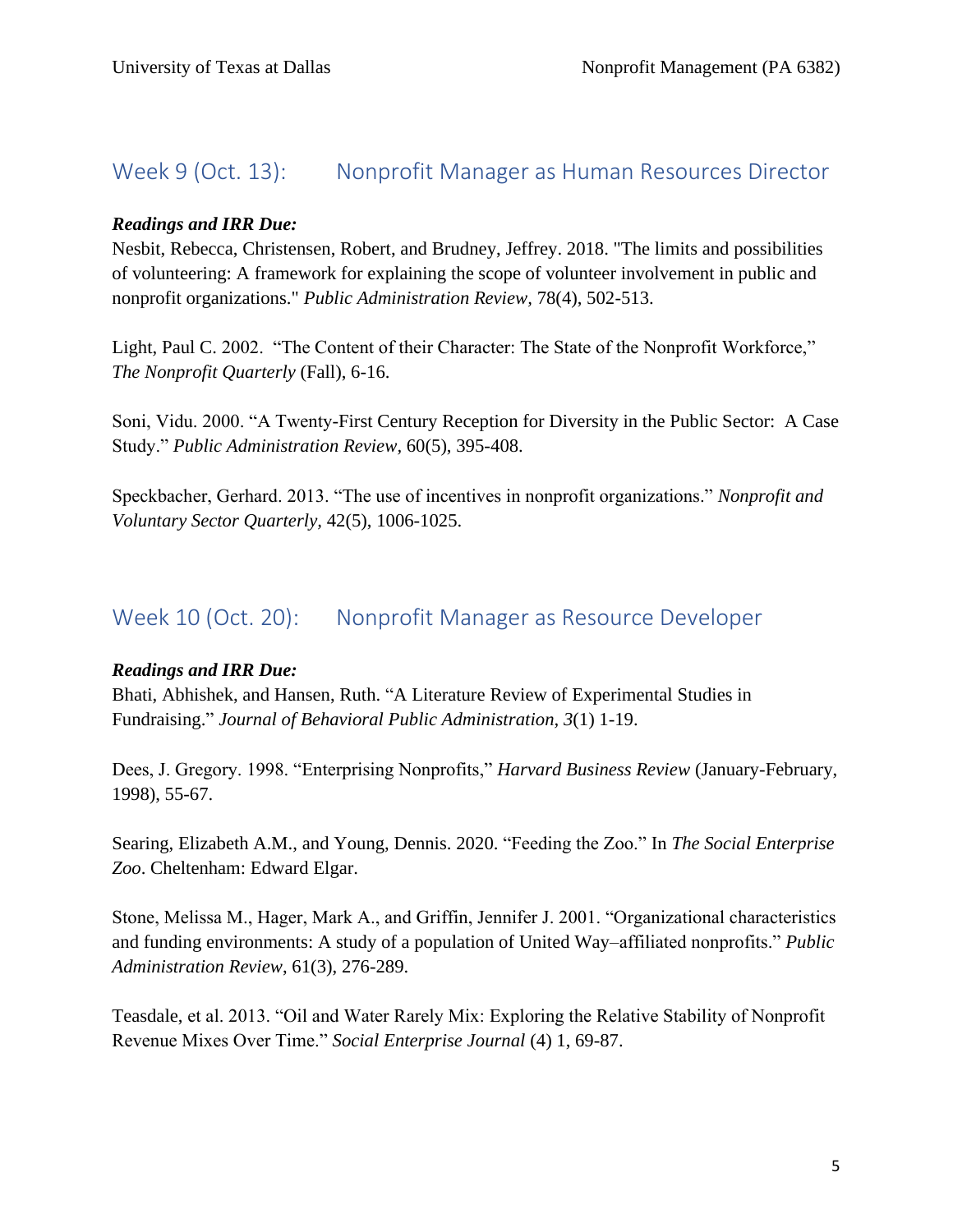## Week 9 (Oct. 13): Nonprofit Manager as Human Resources Director

***Readings and IRR Due:***

Nesbit, Rebecca, Christensen, Robert, and Brudney, Jeffrey. 2018. "The limits and possibilities of volunteering: A framework for explaining the scope of volunteer involvement in public and nonprofit organizations." *Public Administration Review,* 78(4), 502-513.

Light, Paul C. 2002. "The Content of their Character: The State of the Nonprofit Workforce," *The Nonprofit Quarterly* (Fall), 6-16.

Soni, Vidu. 2000. "A Twenty-First Century Reception for Diversity in the Public Sector: A Case Study." *Public Administration Review,* 60(5), 395-408.

Speckbacher, Gerhard. 2013. "The use of incentives in nonprofit organizations." *Nonprofit and Voluntary Sector Quarterly,* 42(5), 1006-1025.

## Week 10 (Oct. 20): Nonprofit Manager as Resource Developer

***Readings and IRR Due:***

Bhati, Abhishek, and Hansen, Ruth. "A Literature Review of Experimental Studies in Fundraising." *Journal of Behavioral Public Administration, 3*(1) 1-19.

Dees, J. Gregory. 1998. "Enterprising Nonprofits," *Harvard Business Review* (January-February, 1998), 55-67.

Searing, Elizabeth A.M., and Young, Dennis. 2020. "Feeding the Zoo." In *The Social Enterprise Zoo*. Cheltenham: Edward Elgar.

Stone, Melissa M., Hager, Mark A., and Griffin, Jennifer J. 2001. "Organizational characteristics and funding environments: A study of a population of United Way–affiliated nonprofits." *Public Administration Review*, 61(3), 276-289.

Teasdale, et al. 2013. "Oil and Water Rarely Mix: Exploring the Relative Stability of Nonprofit Revenue Mixes Over Time." *Social Enterprise Journal* (4) 1, 69-87.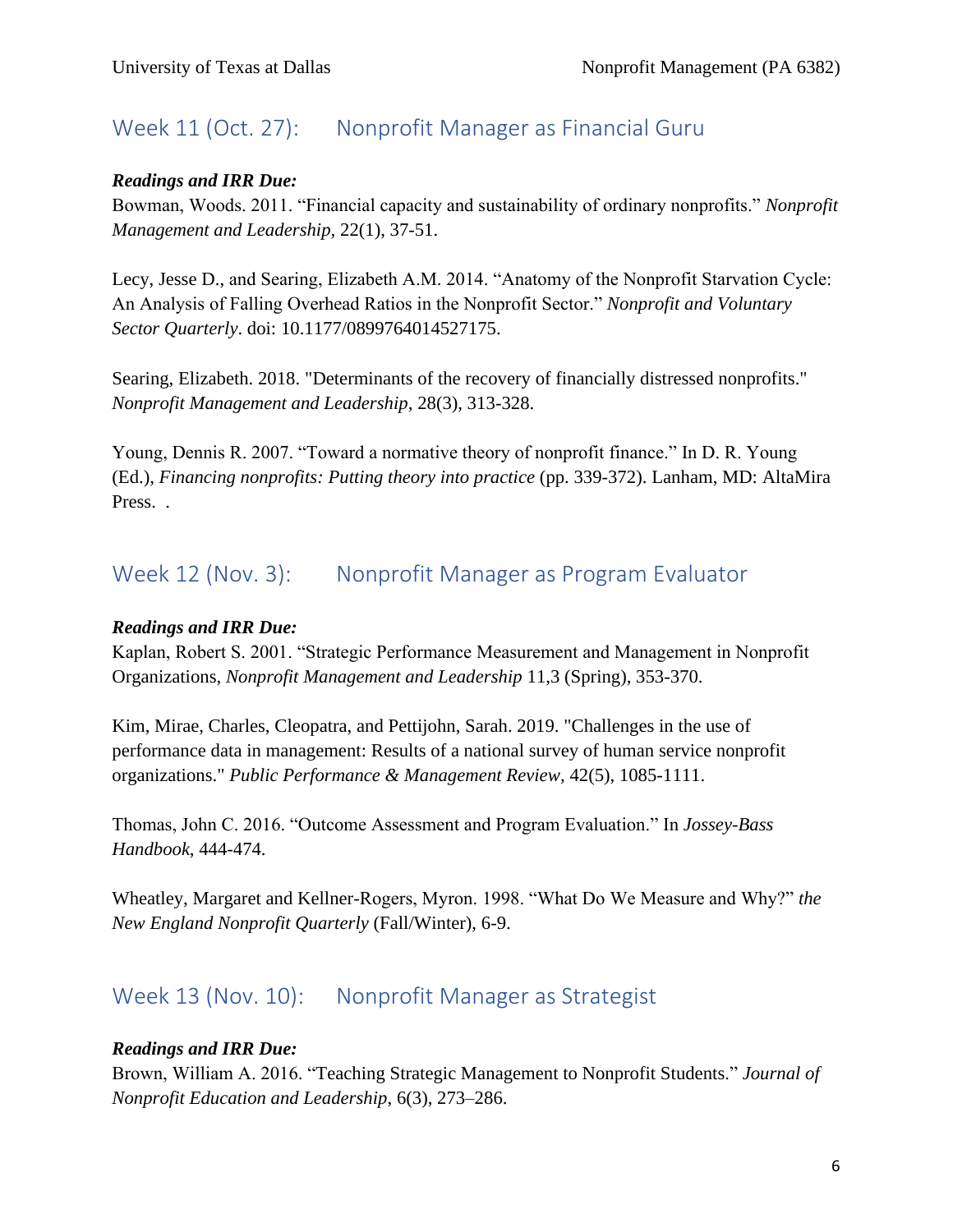## Week 11 (Oct. 27): Nonprofit Manager as Financial Guru

***Readings and IRR Due:***

Bowman, Woods. 2011. “Financial capacity and sustainability of ordinary nonprofits.” *Nonprofit Management and Leadership*, 22(1), 37-51.

Lecy, Jesse D., and Searing, Elizabeth A.M. 2014. “Anatomy of the Nonprofit Starvation Cycle: An Analysis of Falling Overhead Ratios in the Nonprofit Sector.” *Nonprofit and Voluntary Sector Quarterly*. doi: 10.1177/0899764014527175.

Searing, Elizabeth. 2018. "Determinants of the recovery of financially distressed nonprofits." *Nonprofit Management and Leadership*, 28(3), 313-328.

Young, Dennis R. 2007. “Toward a normative theory of nonprofit finance.” In D. R. Young (Ed.), *Financing nonprofits: Putting theory into practice* (pp. 339-372). Lanham, MD: AltaMira Press. .

## Week 12 (Nov. 3): Nonprofit Manager as Program Evaluator

***Readings and IRR Due:***

Kaplan, Robert S. 2001. “Strategic Performance Measurement and Management in Nonprofit Organizations, *Nonprofit Management and Leadership* 11,3 (Spring), 353-370.

Kim, Mirae, Charles, Cleopatra, and Pettijohn, Sarah. 2019. "Challenges in the use of performance data in management: Results of a national survey of human service nonprofit organizations." *Public Performance & Management Review*, 42(5), 1085-1111.

Thomas, John C. 2016. “Outcome Assessment and Program Evaluation.” In *Jossey-Bass Handbook*, 444-474.

Wheatley, Margaret and Kellner-Rogers, Myron. 1998. “What Do We Measure and Why?” *the New England Nonprofit Quarterly* (Fall/Winter), 6-9.

## Week 13 (Nov. 10): Nonprofit Manager as Strategist

***Readings and IRR Due:***

Brown, William A. 2016. “Teaching Strategic Management to Nonprofit Students.” *Journal of Nonprofit Education and Leadership*, 6(3), 273–286.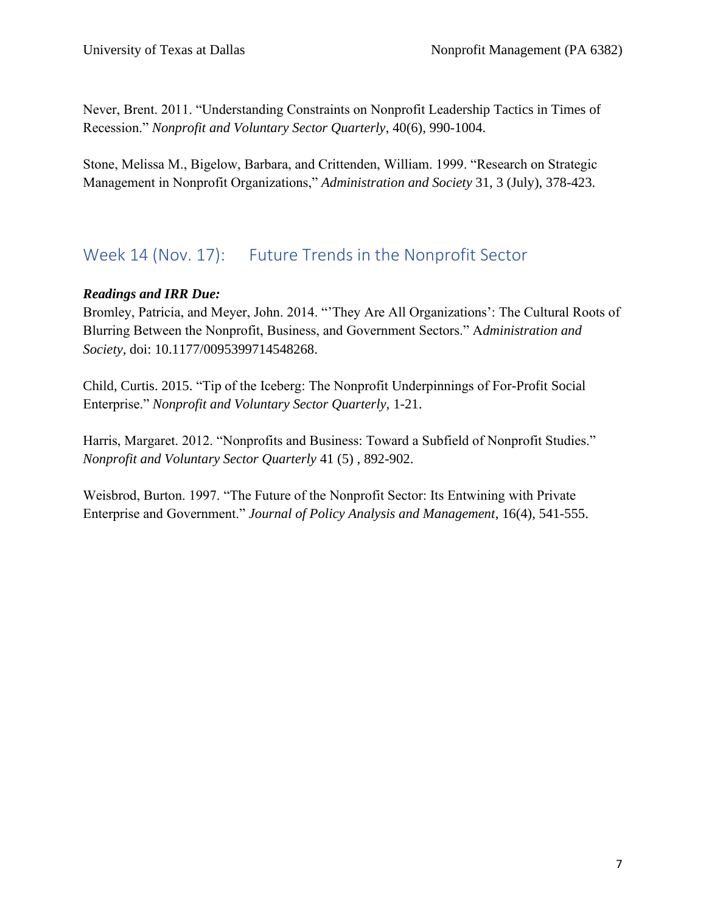Never, Brent. 2011. "Understanding Constraints on Nonprofit Leadership Tactics in Times of Recession." *Nonprofit and Voluntary Sector Quarterly*, 40(6), 990-1004.

Stone, Melissa M., Bigelow, Barbara, and Crittenden, William. 1999. "Research on Strategic Management in Nonprofit Organizations," *Administration and Society* 31, 3 (July), 378-423.

## Week 14 (Nov. 17): Future Trends in the Nonprofit Sector

***Readings and IRR Due:***

Bromley, Patricia, and Meyer, John. 2014. "'They Are All Organizations': The Cultural Roots of Blurring Between the Nonprofit, Business, and Government Sectors." A*dministration and Society*, doi: 10.1177/0095399714548268.

Child, Curtis. 2015. "Tip of the Iceberg: The Nonprofit Underpinnings of For-Profit Social Enterprise." *Nonprofit and Voluntary Sector Quarterly,* 1-21.

Harris, Margaret. 2012. "Nonprofits and Business: Toward a Subfield of Nonprofit Studies." *Nonprofit and Voluntary Sector Quarterly* 41 (5) , 892-902.

Weisbrod, Burton. 1997. "The Future of the Nonprofit Sector: Its Entwining with Private Enterprise and Government." *Journal of Policy Analysis and Management*, 16(4), 541-555.